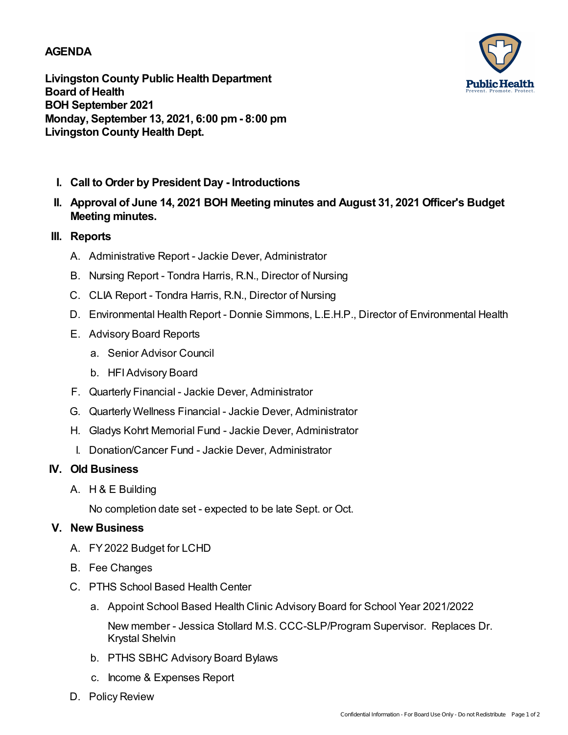**AGENDA**

**Livingston County Public Health Department**
**Board of Health**
**BOH September 2021**
**Monday, September 13, 2021, 6:00 pm - 8:00 pm**
**Livingston County Health Dept.**

- **I. Call to Order by President Day - Introductions**
- **II. Approval of June 14, 2021 BOH Meeting minutes and August 31, 2021 Officer's Budget Meeting minutes.**
- **III. Reports**
  - A. Administrative Report - Jackie Dever, Administrator
  - B. Nursing Report - Tondra Harris, R.N., Director of Nursing
  - C. CLIA Report - Tondra Harris, R.N., Director of Nursing
  - D. Environmental Health Report - Donnie Simmons, L.E.H.P., Director of Environmental Health
  - E. Advisory Board Reports
    - a. Senior Advisor Council
    - b. HFI Advisory Board
  - F. Quarterly Financial - Jackie Dever, Administrator
  - G. Quarterly Wellness Financial - Jackie Dever, Administrator
  - H. Gladys Kohrt Memorial Fund - Jackie Dever, Administrator
  - I. Donation/Cancer Fund - Jackie Dever, Administrator
- **IV. Old Business**
  - A. H & E Building

    No completion date set - expected to be late Sept. or Oct.
- **V. New Business**
  - A. FY 2022 Budget for LCHD
  - B. Fee Changes
  - C. PTHS School Based Health Center
    - a. Appoint School Based Health Clinic Advisory Board for School Year 2021/2022

      New member - Jessica Stollard M.S. CCC-SLP/Program Supervisor. Replaces Dr. Krystal Shelvin
    - b. PTHS SBHC Advisory Board Bylaws
    - c. Income & Expenses Report
  - D. Policy Review

Confidential Information - For Board Use Only - Do not Redistribute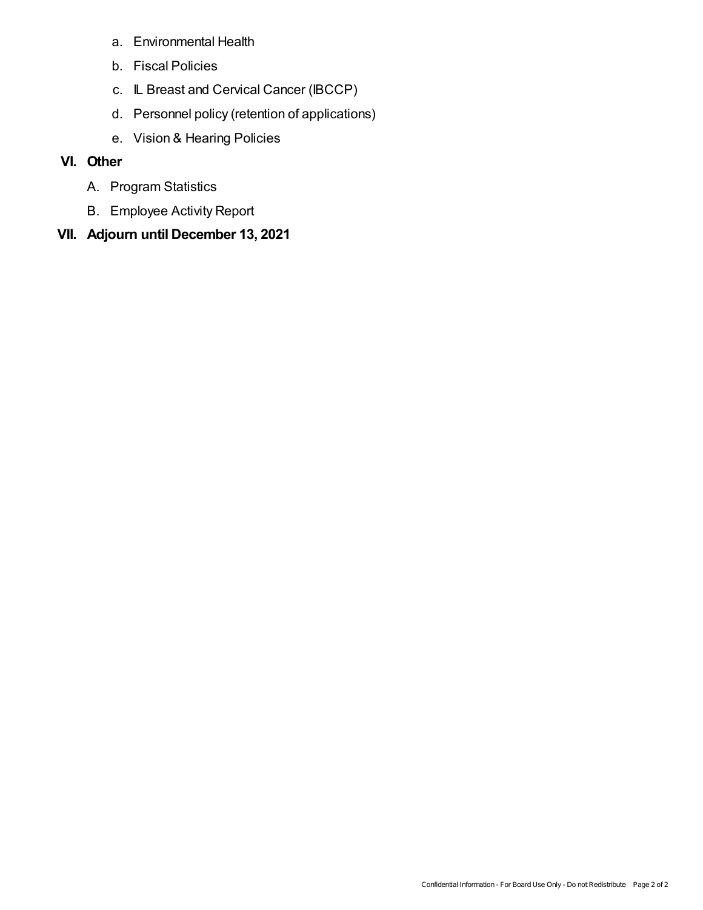a. Environmental Health
b. Fiscal Policies
c. IL Breast and Cervical Cancer (IBCCP)
d. Personnel policy (retention of applications)
e. Vision & Hearing Policies

**VI. Other**

A. Program Statistics
B. Employee Activity Report

**VII. Adjourn until December 13, 2021**